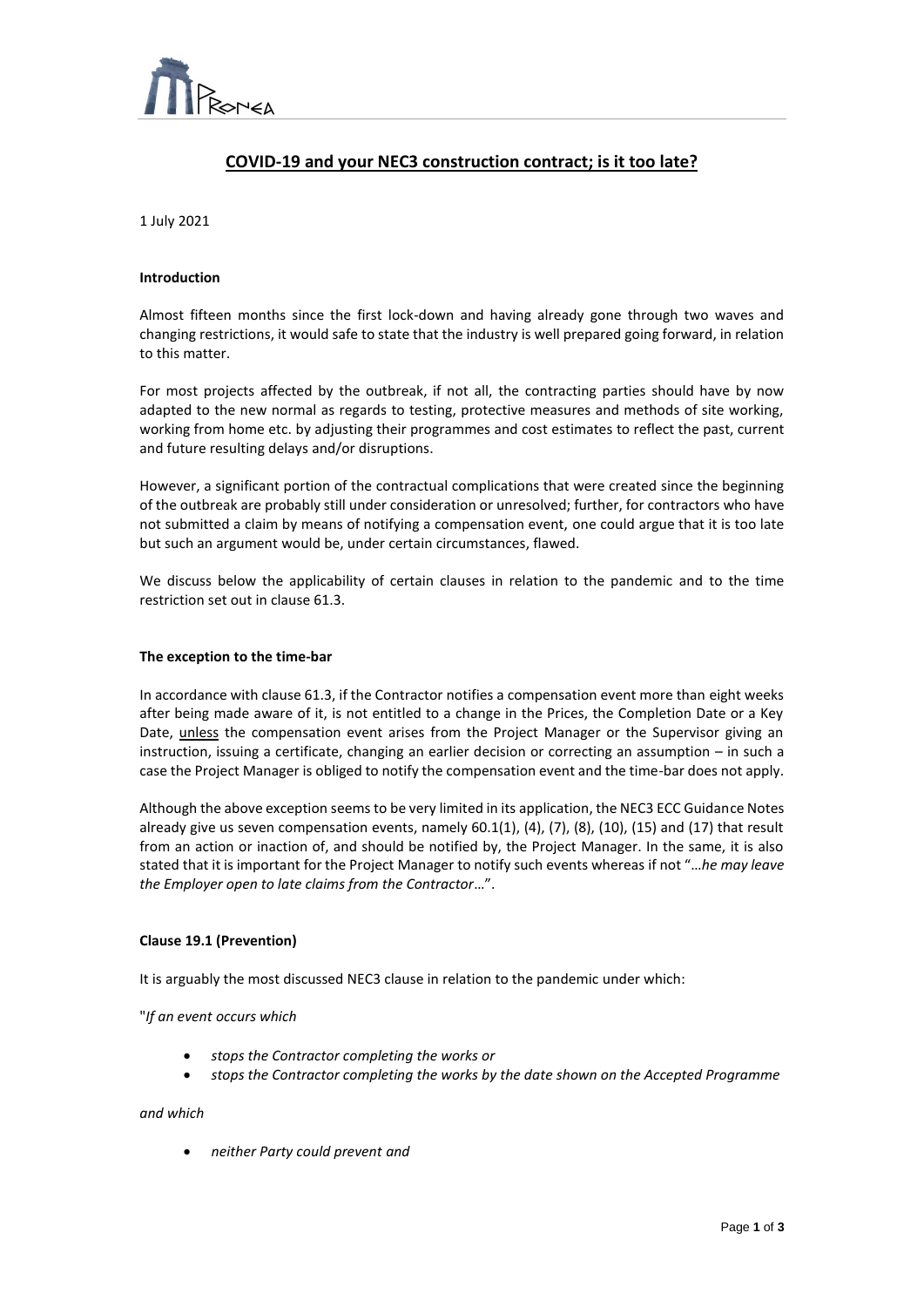# COVID-19 and your NEC3 construction contract; is it too late?

1 July 2021

**Introduction**

Almost fifteen months since the first lock-down and having already gone through two waves and changing restrictions, it would safe to state that the industry is well prepared going forward, in relation to this matter.

For most projects affected by the outbreak, if not all, the contracting parties should have by now adapted to the new normal as regards to testing, protective measures and methods of site working, working from home etc. by adjusting their programmes and cost estimates to reflect the past, current and future resulting delays and/or disruptions.

However, a significant portion of the contractual complications that were created since the beginning of the outbreak are probably still under consideration or unresolved; further, for contractors who have not submitted a claim by means of notifying a compensation event, one could argue that it is too late but such an argument would be, under certain circumstances, flawed.

We discuss below the applicability of certain clauses in relation to the pandemic and to the time restriction set out in clause 61.3.

**The exception to the time-bar**

In accordance with clause 61.3, if the Contractor notifies a compensation event more than eight weeks after being made aware of it, is not entitled to a change in the Prices, the Completion Date or a Key Date, unless the compensation event arises from the Project Manager or the Supervisor giving an instruction, issuing a certificate, changing an earlier decision or correcting an assumption – in such a case the Project Manager is obliged to notify the compensation event and the time-bar does not apply.

Although the above exception seems to be very limited in its application, the NEC3 ECC Guidance Notes already give us seven compensation events, namely 60.1(1), (4), (7), (8), (10), (15) and (17) that result from an action or inaction of, and should be notified by, the Project Manager. In the same, it is also stated that it is important for the Project Manager to notify such events whereas if not "*…he may leave the Employer open to late claims from the Contractor…*".

**Clause 19.1 (Prevention)**

It is arguably the most discussed NEC3 clause in relation to the pandemic under which:

"*If an event occurs which*

- *stops the Contractor completing the works or*
- *stops the Contractor completing the works by the date shown on the Accepted Programme*

*and which*

- *neither Party could prevent and*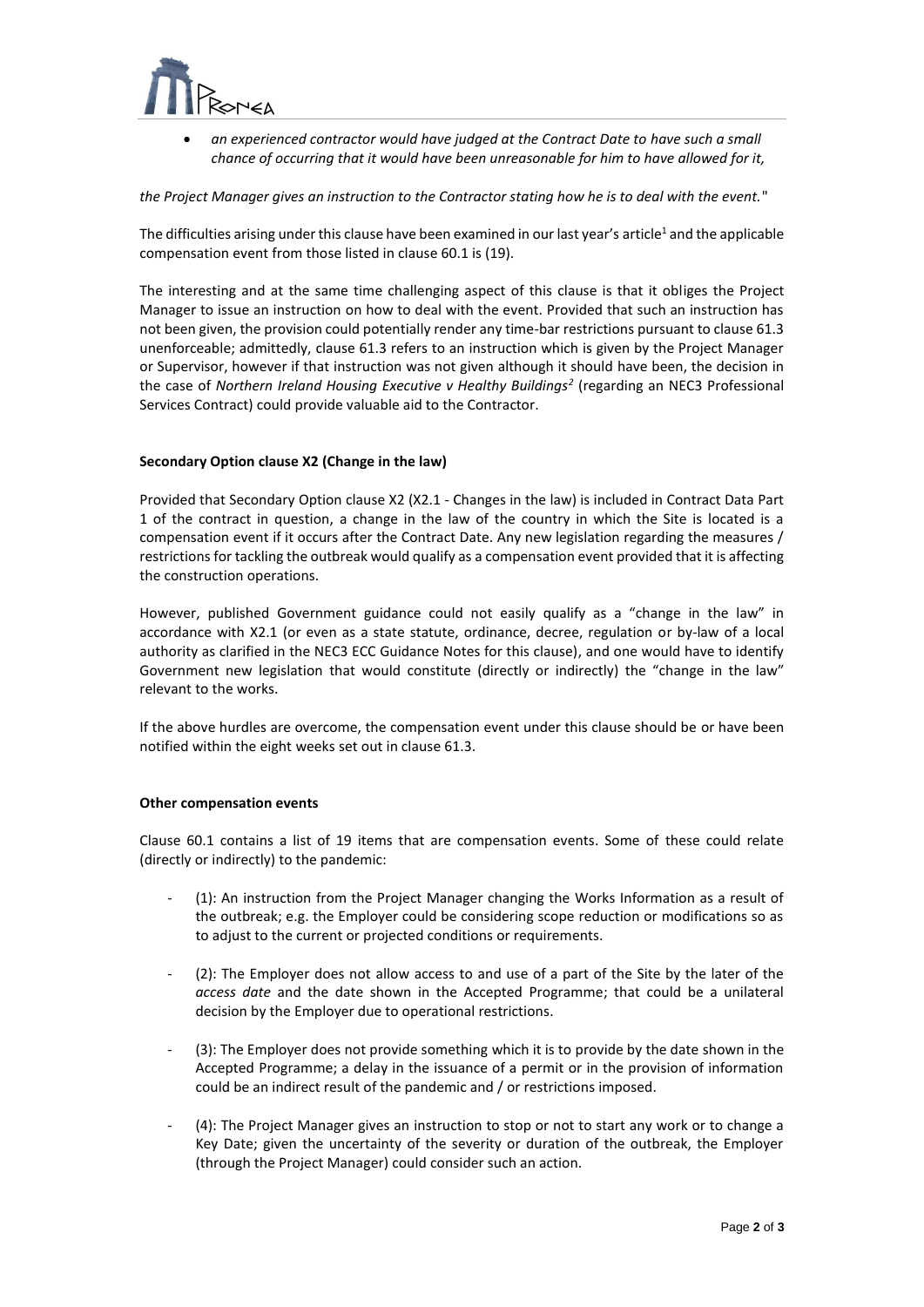- *an experienced contractor would have judged at the Contract Date to have such a small chance of occurring that it would have been unreasonable for him to have allowed for it,*

*the Project Manager gives an instruction to the Contractor stating how he is to deal with the event.*"

The difficulties arising under this clause have been examined in our last year's article[1] and the applicable compensation event from those listed in clause 60.1 is (19).

The interesting and at the same time challenging aspect of this clause is that it obliges the Project Manager to issue an instruction on how to deal with the event. Provided that such an instruction has not been given, the provision could potentially render any time-bar restrictions pursuant to clause 61.3 unenforceable; admittedly, clause 61.3 refers to an instruction which is given by the Project Manager or Supervisor, however if that instruction was not given although it should have been, the decision in the case of *Northern Ireland Housing Executive v Healthy Buildings*[2] (regarding an NEC3 Professional Services Contract) could provide valuable aid to the Contractor.

**Secondary Option clause X2 (Change in the law)**

Provided that Secondary Option clause X2 (X2.1 - Changes in the law) is included in Contract Data Part 1 of the contract in question, a change in the law of the country in which the Site is located is a compensation event if it occurs after the Contract Date. Any new legislation regarding the measures / restrictions for tackling the outbreak would qualify as a compensation event provided that it is affecting the construction operations.

However, published Government guidance could not easily qualify as a "change in the law" in accordance with X2.1 (or even as a state statute, ordinance, decree, regulation or by-law of a local authority as clarified in the NEC3 ECC Guidance Notes for this clause), and one would have to identify Government new legislation that would constitute (directly or indirectly) the "change in the law" relevant to the works.

If the above hurdles are overcome, the compensation event under this clause should be or have been notified within the eight weeks set out in clause 61.3.

**Other compensation events**

Clause 60.1 contains a list of 19 items that are compensation events. Some of these could relate (directly or indirectly) to the pandemic:

- (1): An instruction from the Project Manager changing the Works Information as a result of the outbreak; e.g. the Employer could be considering scope reduction or modifications so as to adjust to the current or projected conditions or requirements.

- (2): The Employer does not allow access to and use of a part of the Site by the later of the *access date* and the date shown in the Accepted Programme; that could be a unilateral decision by the Employer due to operational restrictions.

- (3): The Employer does not provide something which it is to provide by the date shown in the Accepted Programme; a delay in the issuance of a permit or in the provision of information could be an indirect result of the pandemic and / or restrictions imposed.

- (4): The Project Manager gives an instruction to stop or not to start any work or to change a Key Date; given the uncertainty of the severity or duration of the outbreak, the Employer (through the Project Manager) could consider such an action.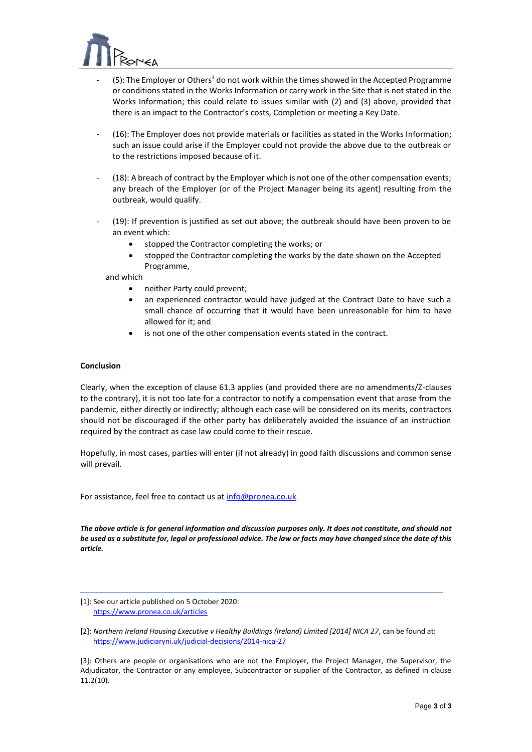- (5): The Employer or Others[3] do not work within the times showed in the Accepted Programme or conditions stated in the Works Information or carry work in the Site that is not stated in the Works Information; this could relate to issues similar with (2) and (3) above, provided that there is an impact to the Contractor's costs, Completion or meeting a Key Date.

- (16): The Employer does not provide materials or facilities as stated in the Works Information; such an issue could arise if the Employer could not provide the above due to the outbreak or to the restrictions imposed because of it.

- (18): A breach of contract by the Employer which is not one of the other compensation events; any breach of the Employer (or of the Project Manager being its agent) resulting from the outbreak, would qualify.

- (19): If prevention is justified as set out above; the outbreak should have been proven to be an event which:
    - stopped the Contractor completing the works; or
    - stopped the Contractor completing the works by the date shown on the Accepted Programme,

  and which
    - neither Party could prevent;
    - an experienced contractor would have judged at the Contract Date to have such a small chance of occurring that it would have been unreasonable for him to have allowed for it; and
    - is not one of the other compensation events stated in the contract.

**Conclusion**

Clearly, when the exception of clause 61.3 applies (and provided there are no amendments/Z-clauses to the contrary), it is not too late for a contractor to notify a compensation event that arose from the pandemic, either directly or indirectly; although each case will be considered on its merits, contractors should not be discouraged if the other party has deliberately avoided the issuance of an instruction required by the contract as case law could come to their rescue.

Hopefully, in most cases, parties will enter (if not already) in good faith discussions and common sense will prevail.

For assistance, feel free to contact us at info@pronea.co.uk

***The above article is for general information and discussion purposes only. It does not constitute, and should not be used as a substitute for, legal or professional advice. The law or facts may have changed since the date of this article.***

---

[1]: See our article published on 5 October 2020: https://www.pronea.co.uk/articles

[2]: *Northern Ireland Housing Executive v Healthy Buildings (Ireland) Limited [2014] NICA 27*, can be found at: https://www.judiciaryni.uk/judicial-decisions/2014-nica-27

[3]: Others are people or organisations who are not the Employer, the Project Manager, the Supervisor, the Adjudicator, the Contractor or any employee, Subcontractor or supplier of the Contractor, as defined in clause 11.2(10).